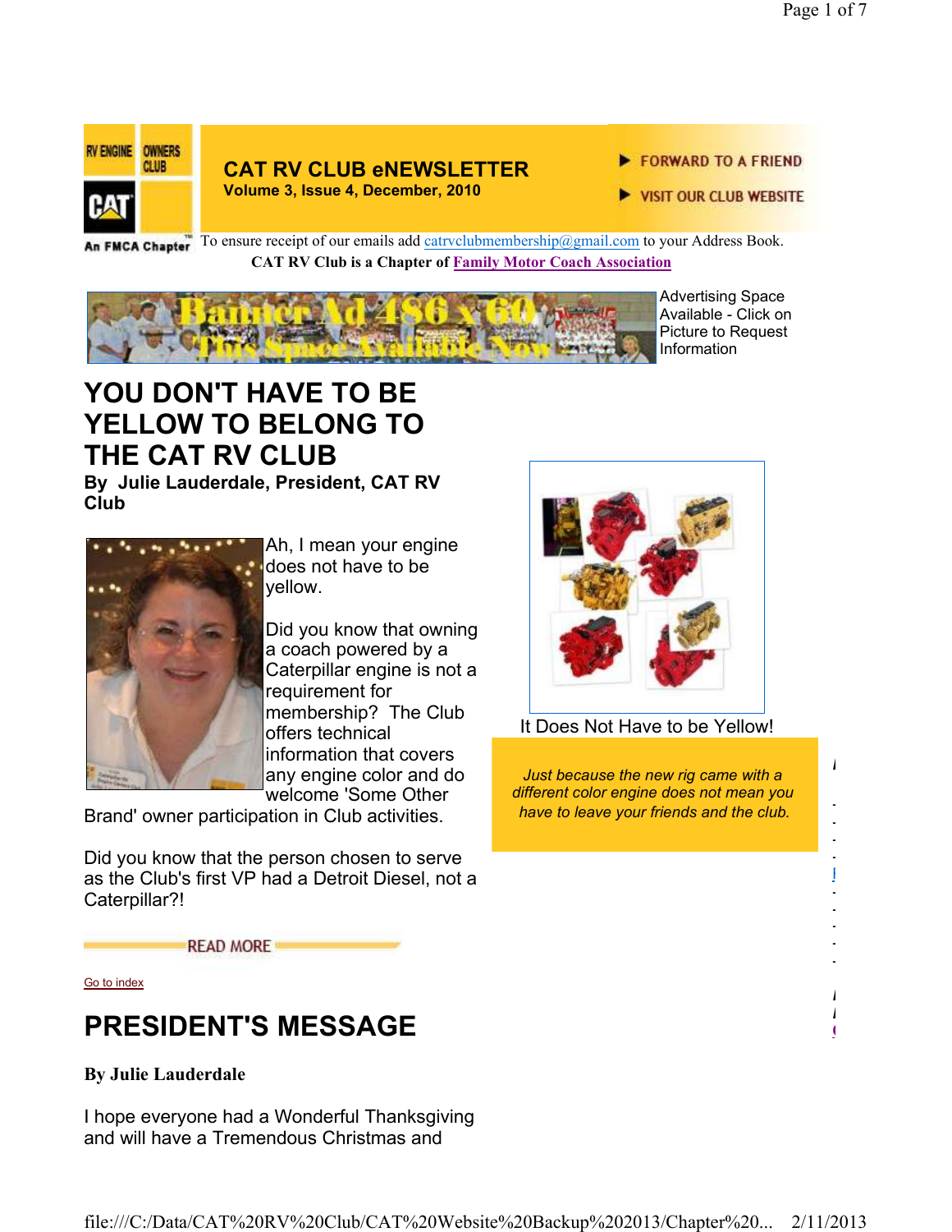RV ENGINE OWNERS CLUB

CAT

An FMCA Chapter

# CAT RV CLUB eNEWSLETTER

**Volume 3, Issue 4, December, 2010**

▶ FORWARD TO A FRIEND

▶ VISIT OUR CLUB WEBSITE

To ensure receipt of our emails add catrvclubmembership@gmail.com to your Address Book.

**CAT RV Club is a Chapter of Family Motor Coach Association**

Banner Ad 486 x 60 This Space Available Now

Advertising Space Available - Click on Picture to Request Information

## YOU DON'T HAVE TO BE YELLOW TO BELONG TO THE CAT RV CLUB

**By Julie Lauderdale, President, CAT RV Club**

Ah, I mean your engine does not have to be yellow.

Did you know that owning a coach powered by a Caterpillar engine is not a requirement for membership? The Club offers technical information that covers any engine color and do welcome 'Some Other Brand' owner participation in Club activities.

Did you know that the person chosen to serve as the Club's first VP had a Detroit Diesel, not a Caterpillar?!

It Does Not Have to be Yellow!

*Just because the new rig came with a different color engine does not mean you have to leave your friends and the club.*

READ MORE

Go to index

## PRESIDENT'S MESSAGE

**By Julie Lauderdale**

I hope everyone had a Wonderful Thanksgiving and will have a Tremendous Christmas and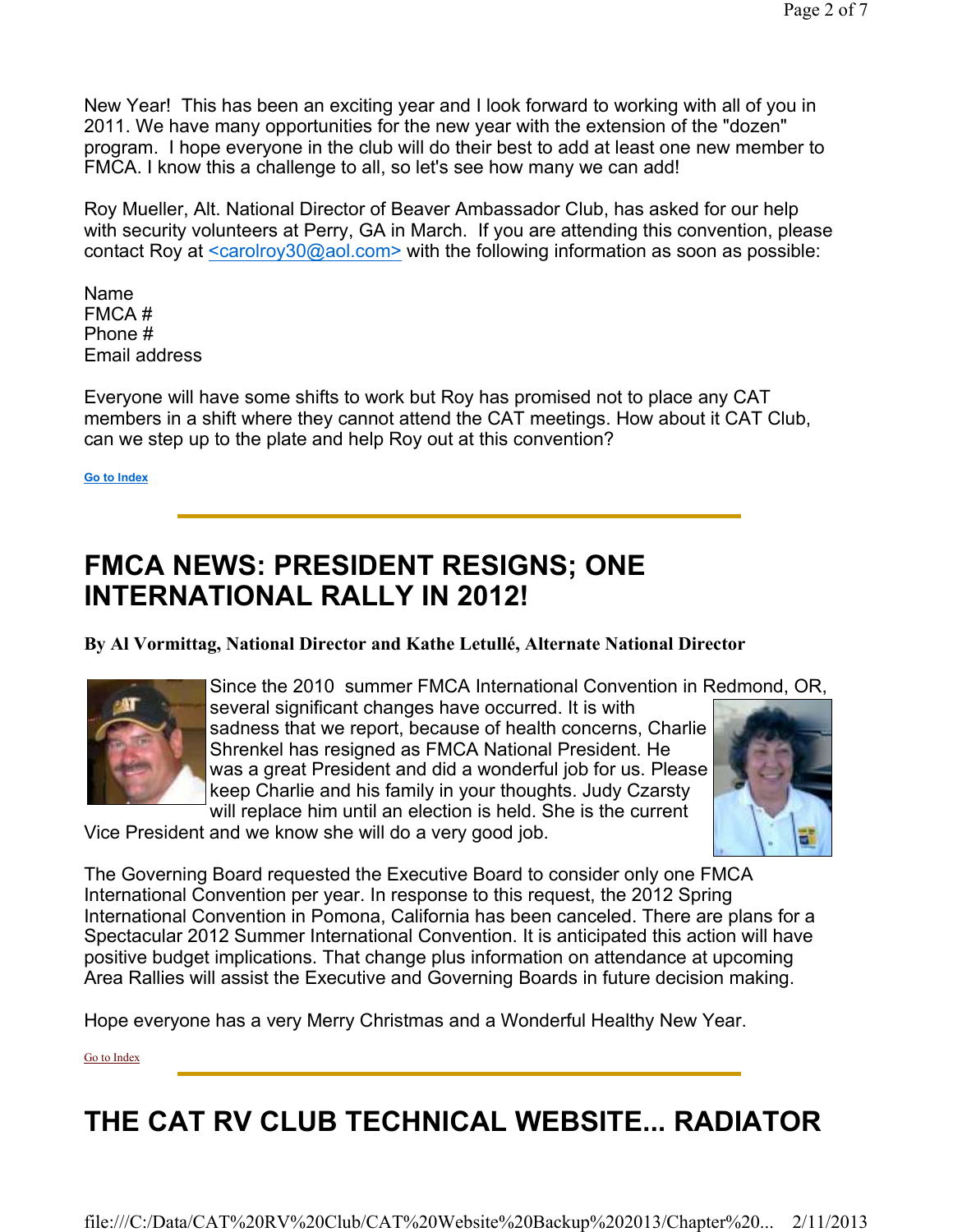New Year! This has been an exciting year and I look forward to working with all of you in 2011. We have many opportunities for the new year with the extension of the "dozen" program. I hope everyone in the club will do their best to add at least one new member to FMCA. I know this a challenge to all, so let's see how many we can add!

Roy Mueller, Alt. National Director of Beaver Ambassador Club, has asked for our help with security volunteers at Perry, GA in March. If you are attending this convention, please contact Roy at <carolroy30@aol.com> with the following information as soon as possible:

Name
FMCA #
Phone #
Email address

Everyone will have some shifts to work but Roy has promised not to place any CAT members in a shift where they cannot attend the CAT meetings. How about it CAT Club, can we step up to the plate and help Roy out at this convention?

Go to Index

# FMCA NEWS: PRESIDENT RESIGNS; ONE INTERNATIONAL RALLY IN 2012!

**By Al Vormittag, National Director and Kathe Letullé, Alternate National Director**

Since the 2010 summer FMCA International Convention in Redmond, OR, several significant changes have occurred. It is with sadness that we report, because of health concerns, Charlie Shrenkel has resigned as FMCA National President. He was a great President and did a wonderful job for us. Please keep Charlie and his family in your thoughts. Judy Czarsty will replace him until an election is held. She is the current Vice President and we know she will do a very good job.

The Governing Board requested the Executive Board to consider only one FMCA International Convention per year. In response to this request, the 2012 Spring International Convention in Pomona, California has been canceled. There are plans for a Spectacular 2012 Summer International Convention. It is anticipated this action will have positive budget implications. That change plus information on attendance at upcoming Area Rallies will assist the Executive and Governing Boards in future decision making.

Hope everyone has a very Merry Christmas and a Wonderful Healthy New Year.

Go to Index

# THE CAT RV CLUB TECHNICAL WEBSITE... RADIATOR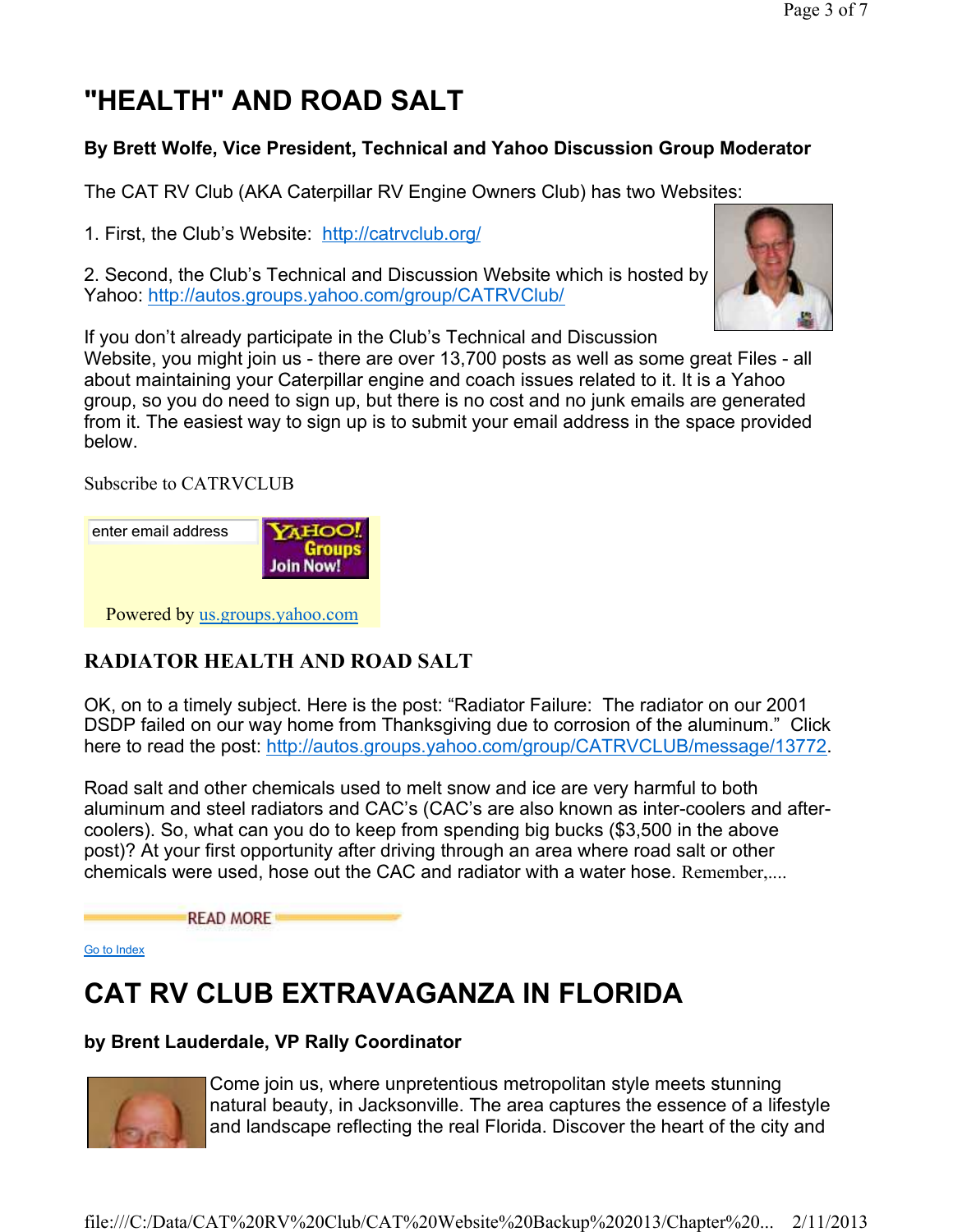# "HEALTH" AND ROAD SALT

**By Brett Wolfe, Vice President, Technical and Yahoo Discussion Group Moderator**

The CAT RV Club (AKA Caterpillar RV Engine Owners Club) has two Websites:

1. First, the Club's Website: http://catrvclub.org/

2. Second, the Club's Technical and Discussion Website which is hosted by Yahoo: http://autos.groups.yahoo.com/group/CATRVClub/

If you don't already participate in the Club's Technical and Discussion Website, you might join us - there are over 13,700 posts as well as some great Files - all about maintaining your Caterpillar engine and coach issues related to it. It is a Yahoo group, so you do need to sign up, but there is no cost and no junk emails are generated from it. The easiest way to sign up is to submit your email address in the space provided below.

Subscribe to CATRVCLUB

enter email address

YAHOO! Groups Join Now!

Powered by us.groups.yahoo.com

## RADIATOR HEALTH AND ROAD SALT

OK, on to a timely subject. Here is the post: "Radiator Failure: The radiator on our 2001 DSDP failed on our way home from Thanksgiving due to corrosion of the aluminum." Click here to read the post: http://autos.groups.yahoo.com/group/CATRVCLUB/message/13772.

Road salt and other chemicals used to melt snow and ice are very harmful to both aluminum and steel radiators and CAC's (CAC's are also known as inter-coolers and after-coolers). So, what can you do to keep from spending big bucks ($3,500 in the above post)? At your first opportunity after driving through an area where road salt or other chemicals were used, hose out the CAC and radiator with a water hose. Remember,....

READ MORE

Go to Index

# CAT RV CLUB EXTRAVAGANZA IN FLORIDA

**by Brent Lauderdale, VP Rally Coordinator**

Come join us, where unpretentious metropolitan style meets stunning natural beauty, in Jacksonville. The area captures the essence of a lifestyle and landscape reflecting the real Florida. Discover the heart of the city and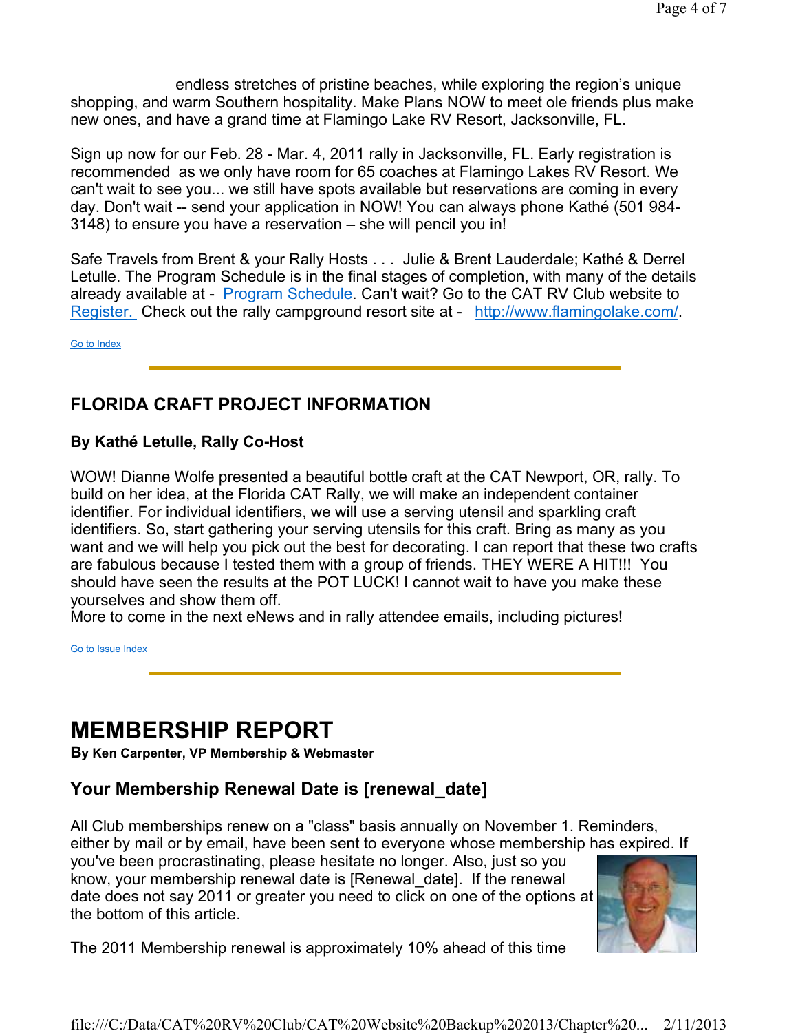endless stretches of pristine beaches, while exploring the region's unique shopping, and warm Southern hospitality. Make Plans NOW to meet ole friends plus make new ones, and have a grand time at Flamingo Lake RV Resort, Jacksonville, FL.

Sign up now for our Feb. 28 - Mar. 4, 2011 rally in Jacksonville, FL. Early registration is recommended as we only have room for 65 coaches at Flamingo Lakes RV Resort. We can't wait to see you... we still have spots available but reservations are coming in every day. Don't wait -- send your application in NOW! You can always phone Kathé (501 984-3148) to ensure you have a reservation – she will pencil you in!

Safe Travels from Brent & your Rally Hosts . . . Julie & Brent Lauderdale; Kathé & Derrel Letulle. The Program Schedule is in the final stages of completion, with many of the details already available at - Program Schedule. Can't wait? Go to the CAT RV Club website to Register. Check out the rally campground resort site at - http://www.flamingolake.com/.

Go to Index

## FLORIDA CRAFT PROJECT INFORMATION

### By Kathé Letulle, Rally Co-Host

WOW! Dianne Wolfe presented a beautiful bottle craft at the CAT Newport, OR, rally. To build on her idea, at the Florida CAT Rally, we will make an independent container identifier. For individual identifiers, we will use a serving utensil and sparkling craft identifiers. So, start gathering your serving utensils for this craft. Bring as many as you want and we will help you pick out the best for decorating. I can report that these two crafts are fabulous because I tested them with a group of friends. THEY WERE A HIT!!! You should have seen the results at the POT LUCK! I cannot wait to have you make these yourselves and show them off.
More to come in the next eNews and in rally attendee emails, including pictures!

Go to Issue Index

# MEMBERSHIP REPORT

**By Ken Carpenter, VP Membership & Webmaster**

## Your Membership Renewal Date is [renewal_date]

All Club memberships renew on a "class" basis annually on November 1. Reminders, either by mail or by email, have been sent to everyone whose membership has expired. If you've been procrastinating, please hesitate no longer. Also, just so you know, your membership renewal date is [Renewal_date]. If the renewal date does not say 2011 or greater you need to click on one of the options at the bottom of this article.

The 2011 Membership renewal is approximately 10% ahead of this time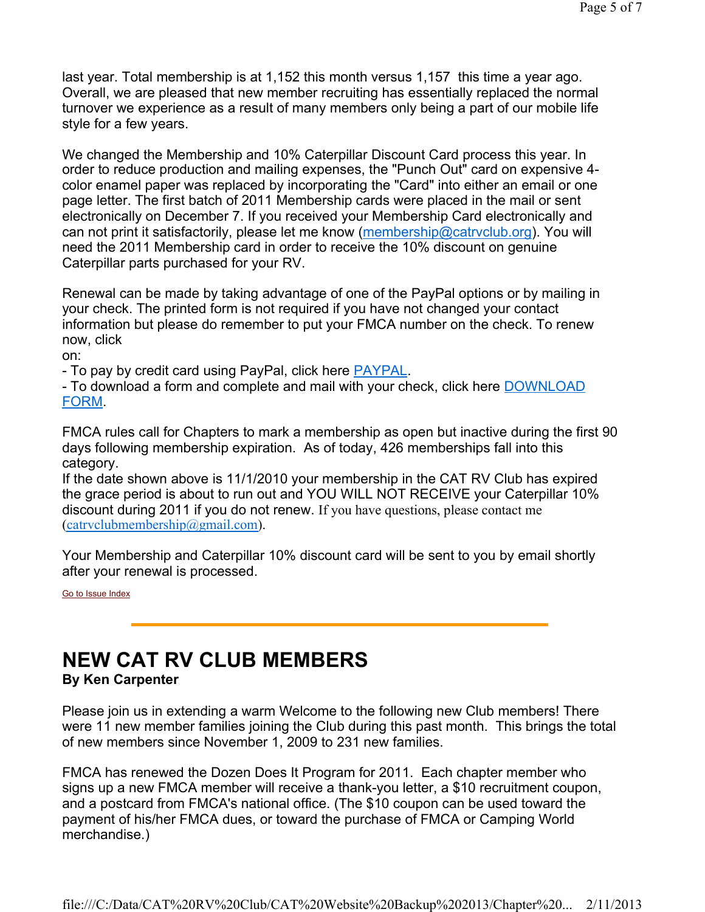last year. Total membership is at 1,152 this month versus 1,157 this time a year ago. Overall, we are pleased that new member recruiting has essentially replaced the normal turnover we experience as a result of many members only being a part of our mobile life style for a few years.

We changed the Membership and 10% Caterpillar Discount Card process this year. In order to reduce production and mailing expenses, the "Punch Out" card on expensive 4-color enamel paper was replaced by incorporating the "Card" into either an email or one page letter. The first batch of 2011 Membership cards were placed in the mail or sent electronically on December 7. If you received your Membership Card electronically and can not print it satisfactorily, please let me know (membership@catrvclub.org). You will need the 2011 Membership card in order to receive the 10% discount on genuine Caterpillar parts purchased for your RV.

Renewal can be made by taking advantage of one of the PayPal options or by mailing in your check. The printed form is not required if you have not changed your contact information but please do remember to put your FMCA number on the check. To renew now, click
on:
- To pay by credit card using PayPal, click here PAYPAL.
- To download a form and complete and mail with your check, click here DOWNLOAD FORM.

FMCA rules call for Chapters to mark a membership as open but inactive during the first 90 days following membership expiration. As of today, 426 memberships fall into this category.
If the date shown above is 11/1/2010 your membership in the CAT RV Club has expired the grace period is about to run out and YOU WILL NOT RECEIVE your Caterpillar 10% discount during 2011 if you do not renew. If you have questions, please contact me (catrvclubmembership@gmail.com).

Your Membership and Caterpillar 10% discount card will be sent to you by email shortly after your renewal is processed.

Go to Issue Index

---

# NEW CAT RV CLUB MEMBERS

**By Ken Carpenter**

Please join us in extending a warm Welcome to the following new Club members! There were 11 new member families joining the Club during this past month. This brings the total of new members since November 1, 2009 to 231 new families.

FMCA has renewed the Dozen Does It Program for 2011. Each chapter member who signs up a new FMCA member will receive a thank-you letter, a $10 recruitment coupon, and a postcard from FMCA's national office. (The $10 coupon can be used toward the payment of his/her FMCA dues, or toward the purchase of FMCA or Camping World merchandise.)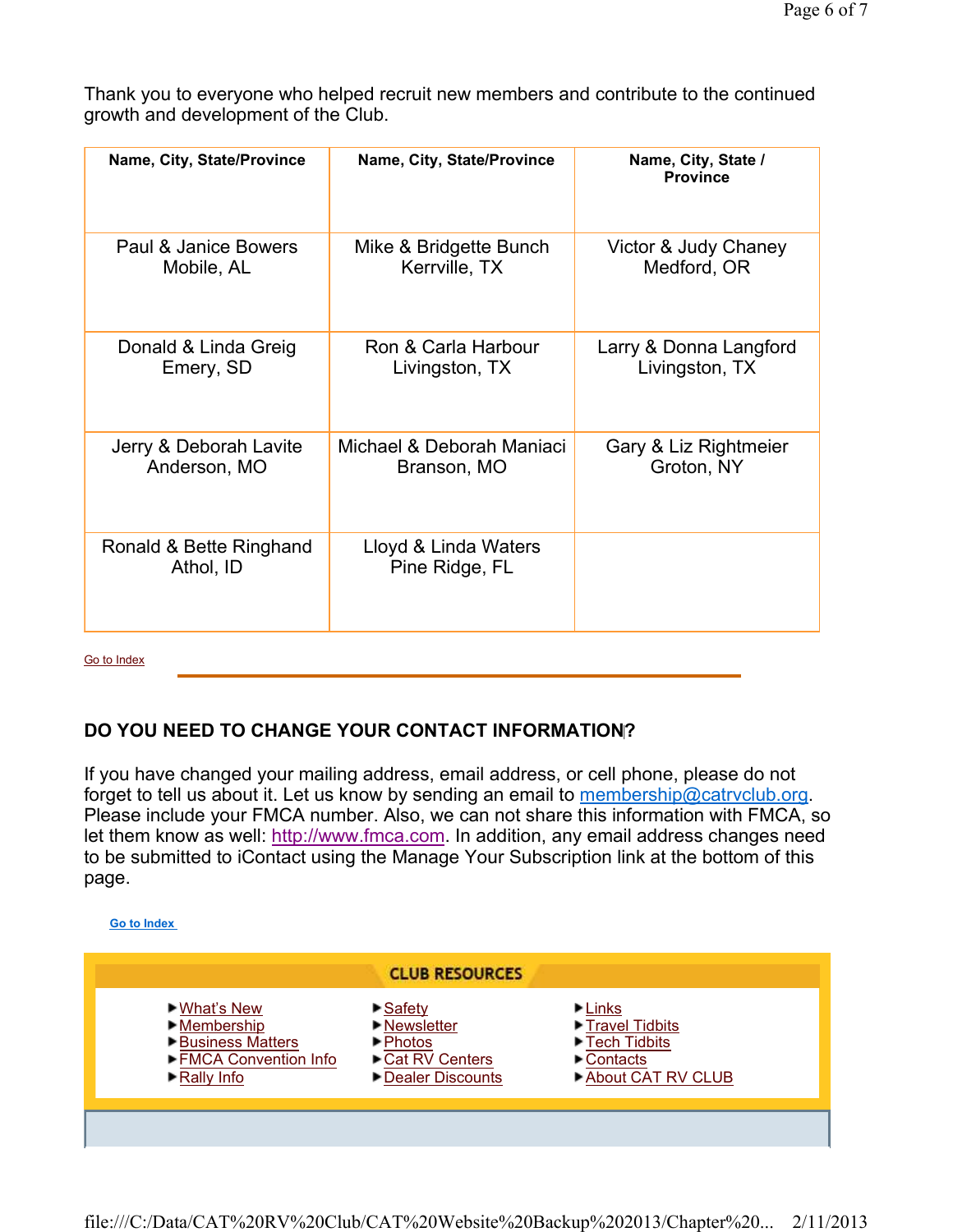Thank you to everyone who helped recruit new members and contribute to the continued growth and development of the Club.

| Name, City, State/Province | Name, City, State/Province | Name, City, State / Province |
|---|---|---|
| Paul & Janice Bowers<br>Mobile, AL | Mike & Bridgette Bunch<br>Kerrville, TX | Victor & Judy Chaney<br>Medford, OR |
| Donald & Linda Greig<br>Emery, SD | Ron & Carla Harbour<br>Livingston, TX | Larry & Donna Langford<br>Livingston, TX |
| Jerry & Deborah Lavite<br>Anderson, MO | Michael & Deborah Maniaci<br>Branson, MO | Gary & Liz Rightmeier<br>Groton, NY |
| Ronald & Bette Ringhand<br>Athol, ID | Lloyd & Linda Waters<br>Pine Ridge, FL | |

Go to Index

---

## DO YOU NEED TO CHANGE YOUR CONTACT INFORMATION?

If you have changed your mailing address, email address, or cell phone, please do not forget to tell us about it. Let us know by sending an email to membership@catrvclub.org. Please include your FMCA number. Also, we can not share this information with FMCA, so let them know as well: http://www.fmca.com. In addition, any email address changes need to be submitted to iContact using the Manage Your Subscription link at the bottom of this page.

**Go to Index**

**CLUB RESOURCES**

- What's New
- Membership
- Business Matters
- FMCA Convention Info
- Rally Info
- Safety
- Newsletter
- Photos
- Cat RV Centers
- Dealer Discounts
- Links
- Travel Tidbits
- Tech Tidbits
- Contacts
- About CAT RV CLUB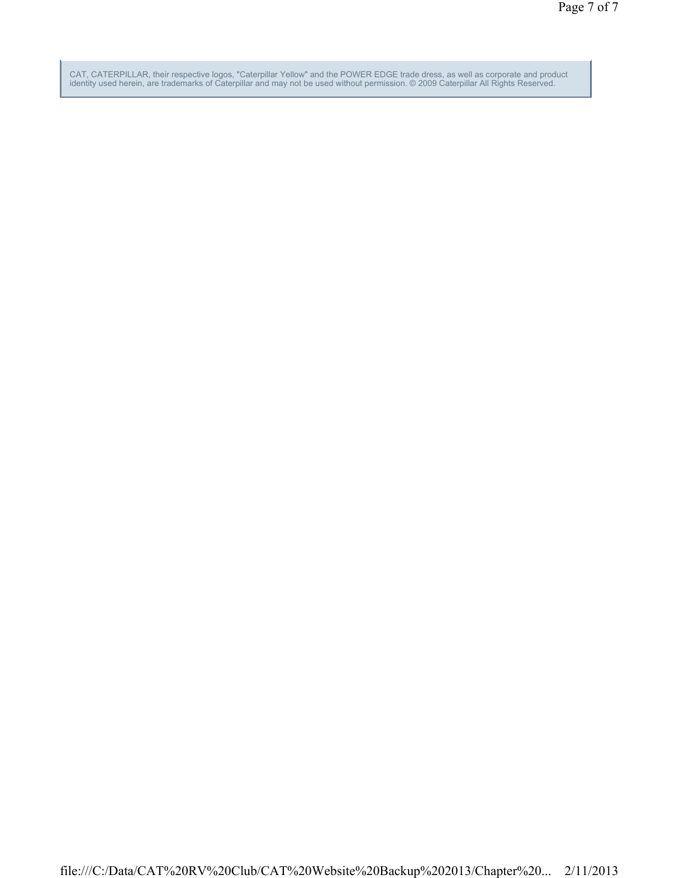CAT, CATERPILLAR, their respective logos, "Caterpillar Yellow" and the POWER EDGE trade dress, as well as corporate and product identity used herein, are trademarks of Caterpillar and may not be used without permission. © 2009 Caterpillar All Rights Reserved.